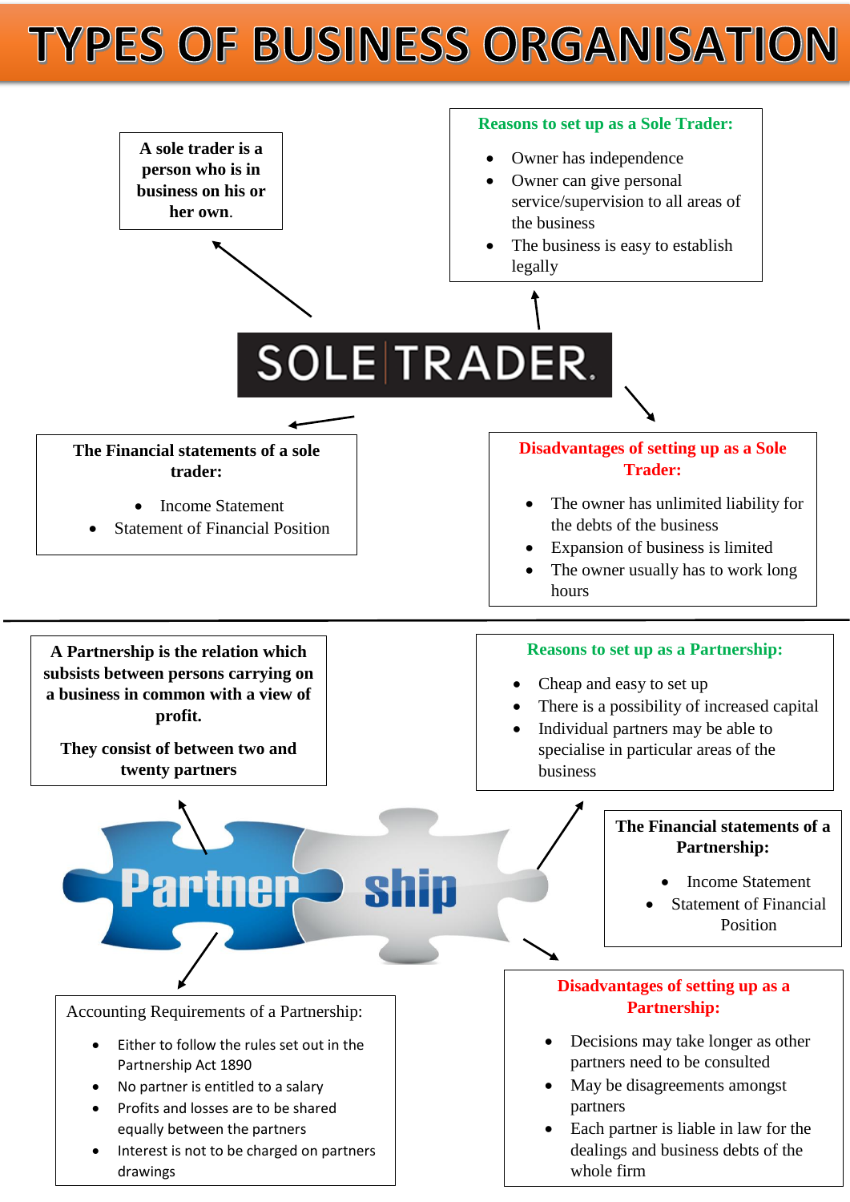# TYPES OF BUSINESS ORGANISATION

## SOLE TRADER

**A sole trader is a person who is in business on his or her own.**

**Reasons to set up as a Sole Trader:**

- Owner has independence
- Owner can give personal service/supervision to all areas of the business
- The business is easy to establish legally

**The Financial statements of a sole trader:**

- Income Statement
- Statement of Financial Position

**Disadvantages of setting up as a Sole Trader:**

- The owner has unlimited liability for the debts of the business
- Expansion of business is limited
- The owner usually has to work long hours

---

## Partnership

**A Partnership is the relation which subsists between persons carrying on a business in common with a view of profit.**

**They consist of between two and twenty partners**

**Reasons to set up as a Partnership:**

- Cheap and easy to set up
- There is a possibility of increased capital
- Individual partners may be able to specialise in particular areas of the business

**The Financial statements of a Partnership:**

- Income Statement
- Statement of Financial Position

Accounting Requirements of a Partnership:

- Either to follow the rules set out in the Partnership Act 1890
- No partner is entitled to a salary
- Profits and losses are to be shared equally between the partners
- Interest is not to be charged on partners drawings

**Disadvantages of setting up as a Partnership:**

- Decisions may take longer as other partners need to be consulted
- May be disagreements amongst partners
- Each partner is liable in law for the dealings and business debts of the whole firm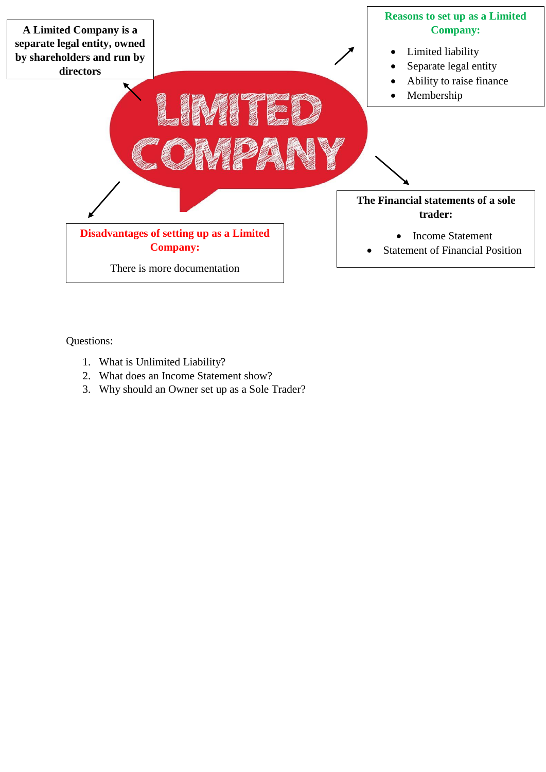**A Limited Company is a separate legal entity, owned by shareholders and run by directors**

**Reasons to set up as a Limited Company:**

- Limited liability
- Separate legal entity
- Ability to raise finance
- Membership

LIMITED COMPANY

**Disadvantages of setting up as a Limited Company:**

There is more documentation

**The Financial statements of a sole trader:**

- Income Statement
- Statement of Financial Position

Questions:

1. What is Unlimited Liability?
2. What does an Income Statement show?
3. Why should an Owner set up as a Sole Trader?